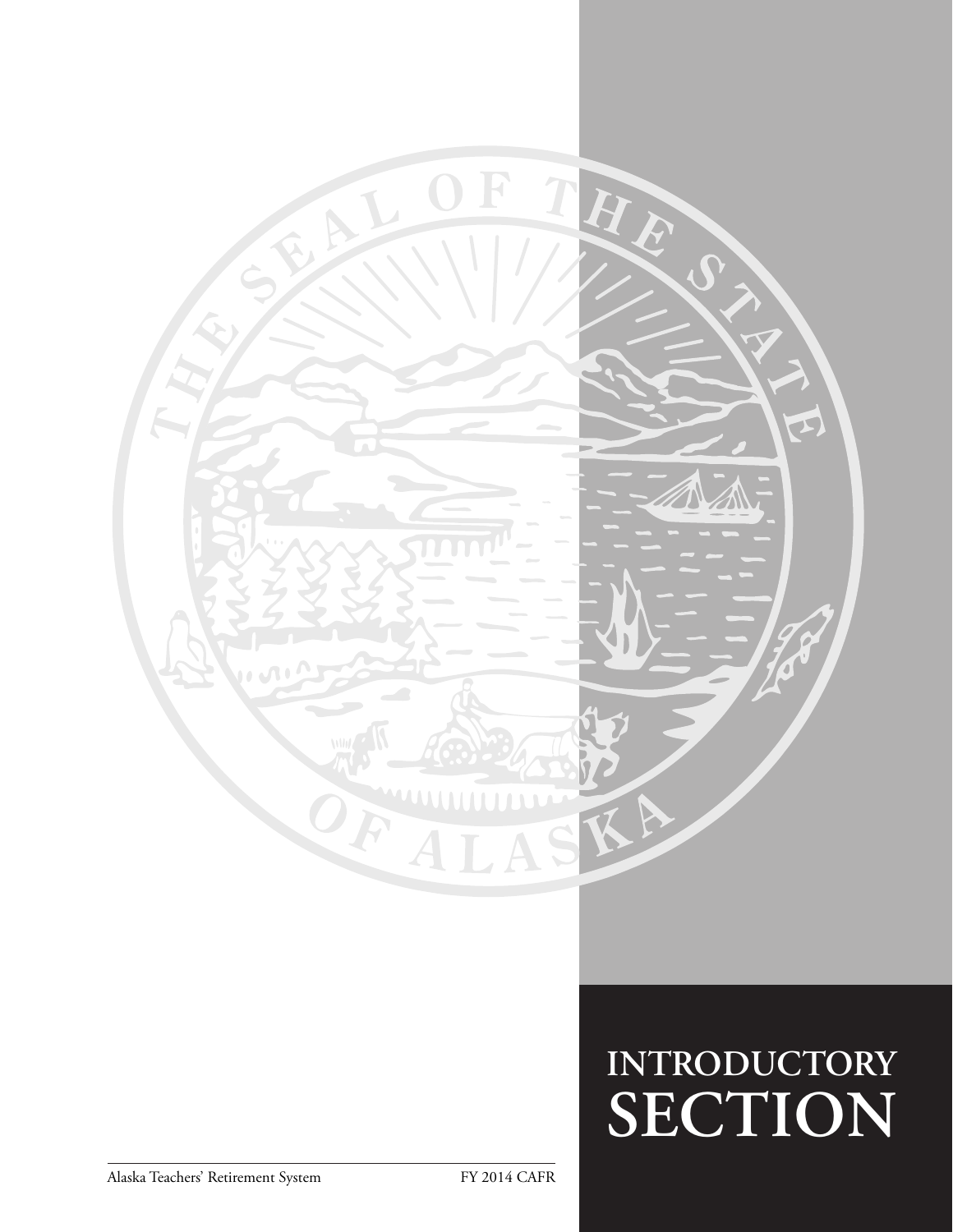# INTRODUCTORY SECTION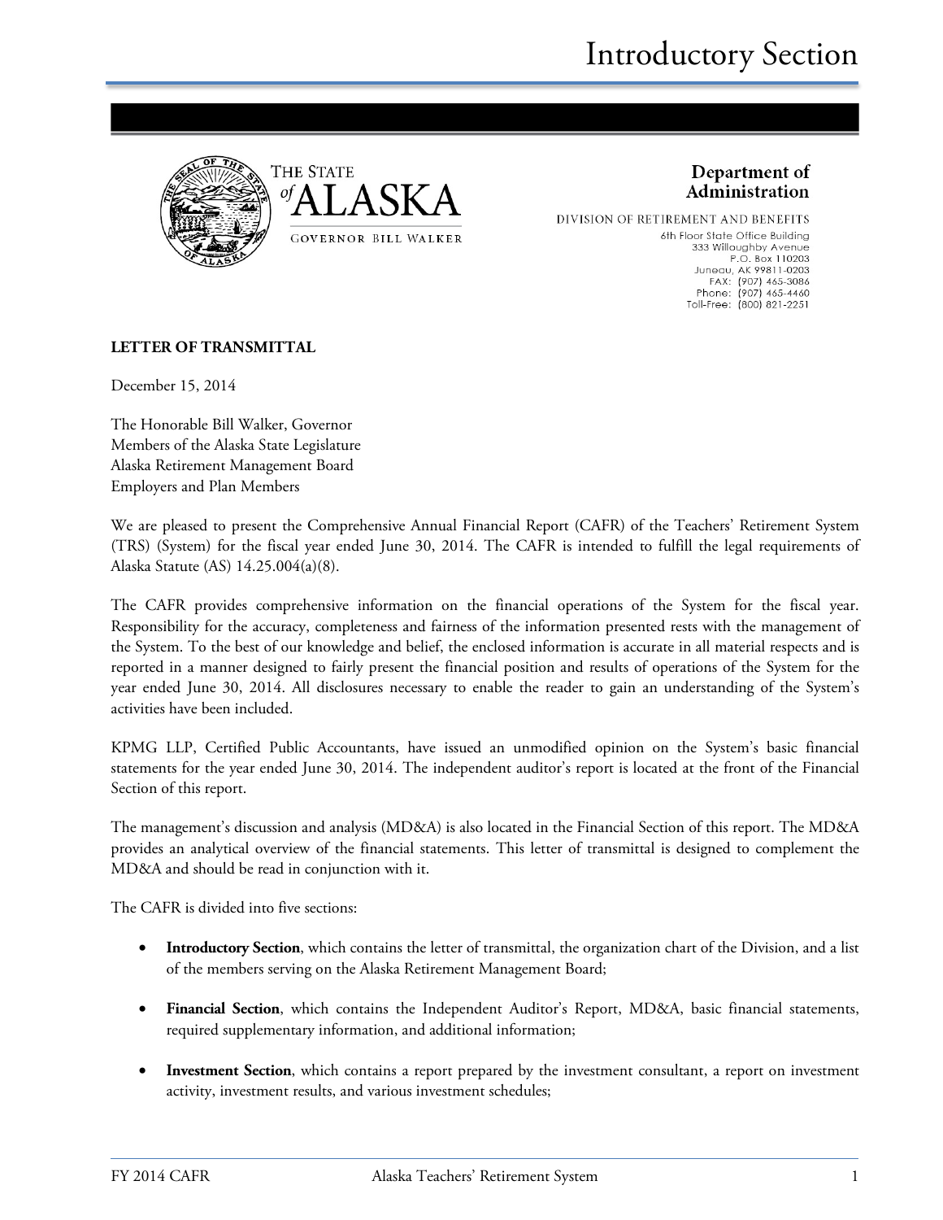THE STATE of ALASKA

GOVERNOR BILL WALKER

**Department of Administration**

DIVISION OF RETIREMENT AND BENEFITS

6th Floor State Office Building
333 Willoughby Avenue
P.O. Box 110203
Juneau, AK 99811-0203
FAX: (907) 465-3086
Phone: (907) 465-4460
Toll-Free: (800) 821-2251

**LETTER OF TRANSMITTAL**

December 15, 2014

The Honorable Bill Walker, Governor
Members of the Alaska State Legislature
Alaska Retirement Management Board
Employers and Plan Members

We are pleased to present the Comprehensive Annual Financial Report (CAFR) of the Teachers' Retirement System (TRS) (System) for the fiscal year ended June 30, 2014. The CAFR is intended to fulfill the legal requirements of Alaska Statute (AS) 14.25.004(a)(8).

The CAFR provides comprehensive information on the financial operations of the System for the fiscal year. Responsibility for the accuracy, completeness and fairness of the information presented rests with the management of the System. To the best of our knowledge and belief, the enclosed information is accurate in all material respects and is reported in a manner designed to fairly present the financial position and results of operations of the System for the year ended June 30, 2014. All disclosures necessary to enable the reader to gain an understanding of the System's activities have been included.

KPMG LLP, Certified Public Accountants, have issued an unmodified opinion on the System's basic financial statements for the year ended June 30, 2014. The independent auditor's report is located at the front of the Financial Section of this report.

The management's discussion and analysis (MD&A) is also located in the Financial Section of this report. The MD&A provides an analytical overview of the financial statements. This letter of transmittal is designed to complement the MD&A and should be read in conjunction with it.

The CAFR is divided into five sections:

- **Introductory Section**, which contains the letter of transmittal, the organization chart of the Division, and a list of the members serving on the Alaska Retirement Management Board;
- **Financial Section**, which contains the Independent Auditor's Report, MD&A, basic financial statements, required supplementary information, and additional information;
- **Investment Section**, which contains a report prepared by the investment consultant, a report on investment activity, investment results, and various investment schedules;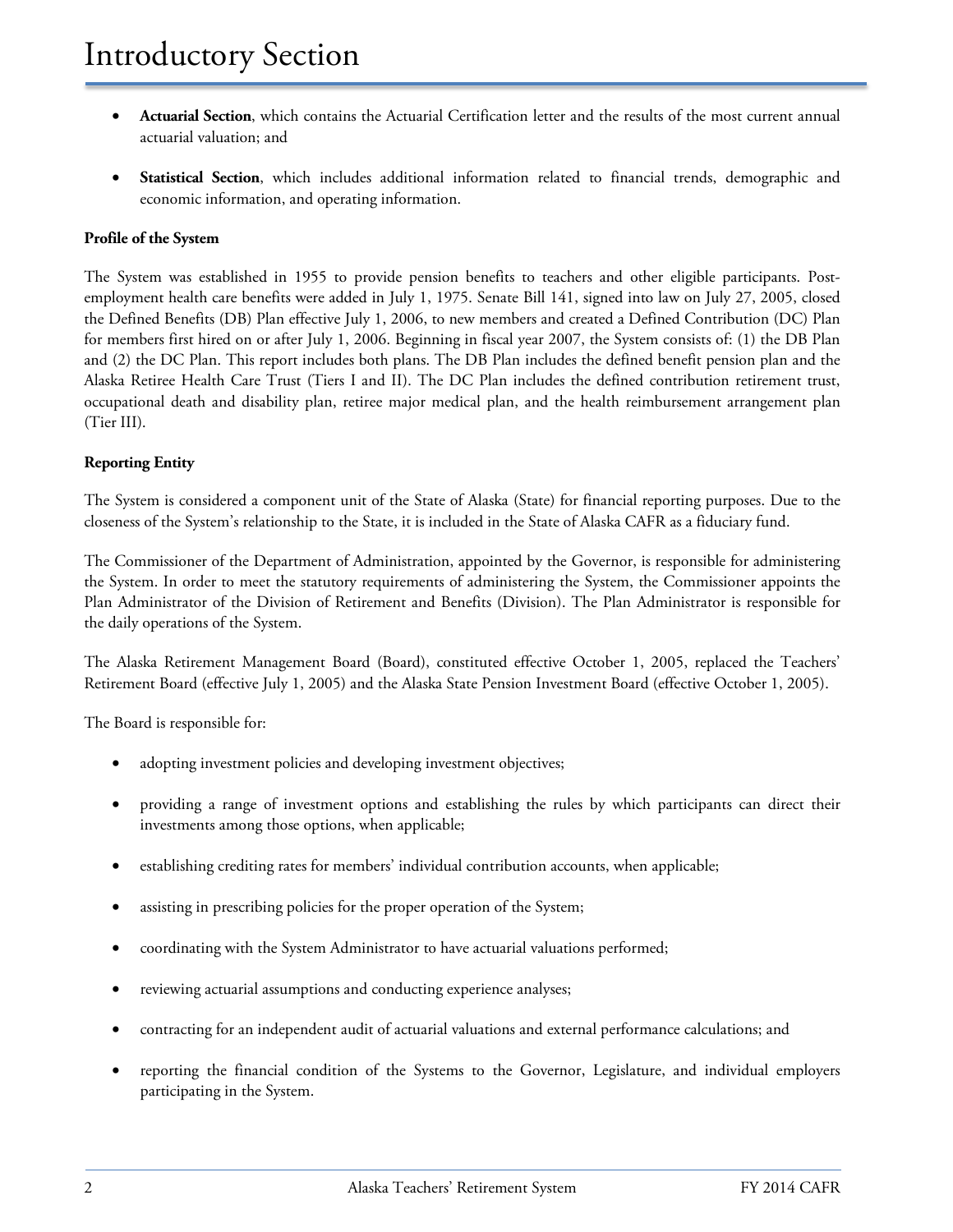- **Actuarial Section**, which contains the Actuarial Certification letter and the results of the most current annual actuarial valuation; and

- **Statistical Section**, which includes additional information related to financial trends, demographic and economic information, and operating information.

**Profile of the System**

The System was established in 1955 to provide pension benefits to teachers and other eligible participants. Post-employment health care benefits were added in July 1, 1975. Senate Bill 141, signed into law on July 27, 2005, closed the Defined Benefits (DB) Plan effective July 1, 2006, to new members and created a Defined Contribution (DC) Plan for members first hired on or after July 1, 2006. Beginning in fiscal year 2007, the System consists of: (1) the DB Plan and (2) the DC Plan. This report includes both plans. The DB Plan includes the defined benefit pension plan and the Alaska Retiree Health Care Trust (Tiers I and II). The DC Plan includes the defined contribution retirement trust, occupational death and disability plan, retiree major medical plan, and the health reimbursement arrangement plan (Tier III).

**Reporting Entity**

The System is considered a component unit of the State of Alaska (State) for financial reporting purposes. Due to the closeness of the System's relationship to the State, it is included in the State of Alaska CAFR as a fiduciary fund.

The Commissioner of the Department of Administration, appointed by the Governor, is responsible for administering the System. In order to meet the statutory requirements of administering the System, the Commissioner appoints the Plan Administrator of the Division of Retirement and Benefits (Division). The Plan Administrator is responsible for the daily operations of the System.

The Alaska Retirement Management Board (Board), constituted effective October 1, 2005, replaced the Teachers' Retirement Board (effective July 1, 2005) and the Alaska State Pension Investment Board (effective October 1, 2005).

The Board is responsible for:

- adopting investment policies and developing investment objectives;

- providing a range of investment options and establishing the rules by which participants can direct their investments among those options, when applicable;

- establishing crediting rates for members' individual contribution accounts, when applicable;

- assisting in prescribing policies for the proper operation of the System;

- coordinating with the System Administrator to have actuarial valuations performed;

- reviewing actuarial assumptions and conducting experience analyses;

- contracting for an independent audit of actuarial valuations and external performance calculations; and

- reporting the financial condition of the Systems to the Governor, Legislature, and individual employers participating in the System.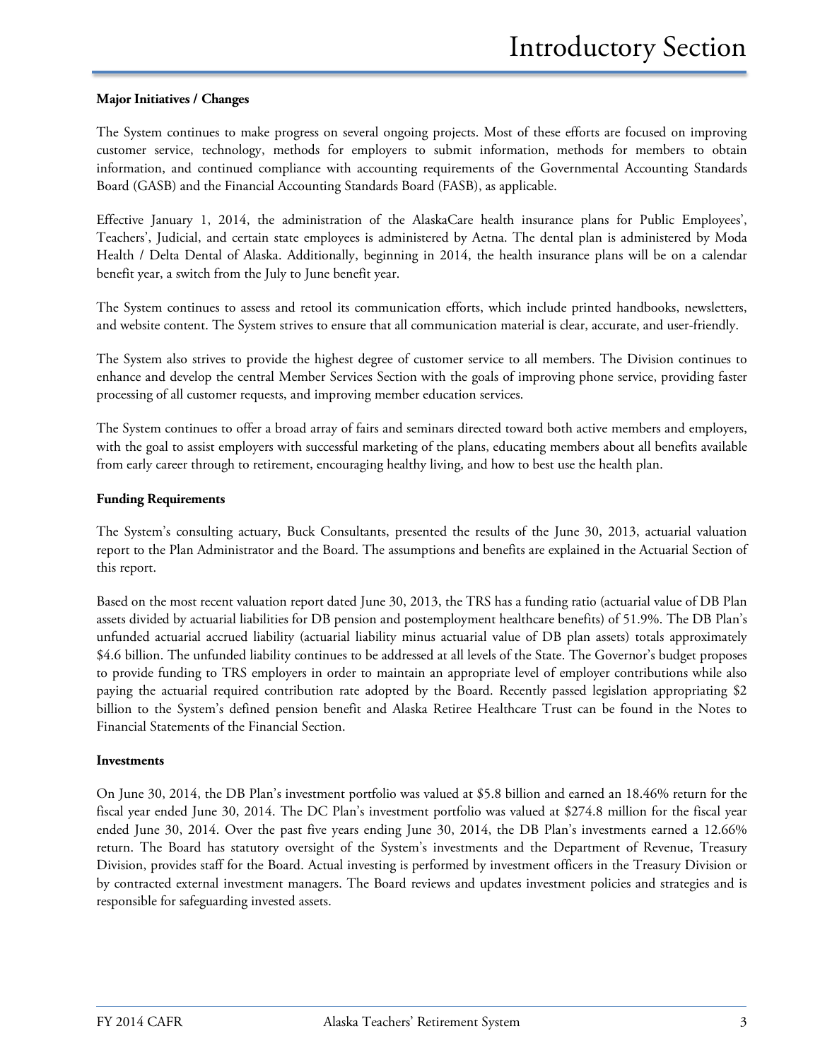**Major Initiatives / Changes**

The System continues to make progress on several ongoing projects. Most of these efforts are focused on improving customer service, technology, methods for employers to submit information, methods for members to obtain information, and continued compliance with accounting requirements of the Governmental Accounting Standards Board (GASB) and the Financial Accounting Standards Board (FASB), as applicable.

Effective January 1, 2014, the administration of the AlaskaCare health insurance plans for Public Employees', Teachers', Judicial, and certain state employees is administered by Aetna. The dental plan is administered by Moda Health / Delta Dental of Alaska. Additionally, beginning in 2014, the health insurance plans will be on a calendar benefit year, a switch from the July to June benefit year.

The System continues to assess and retool its communication efforts, which include printed handbooks, newsletters, and website content. The System strives to ensure that all communication material is clear, accurate, and user-friendly.

The System also strives to provide the highest degree of customer service to all members. The Division continues to enhance and develop the central Member Services Section with the goals of improving phone service, providing faster processing of all customer requests, and improving member education services.

The System continues to offer a broad array of fairs and seminars directed toward both active members and employers, with the goal to assist employers with successful marketing of the plans, educating members about all benefits available from early career through to retirement, encouraging healthy living, and how to best use the health plan.

**Funding Requirements**

The System's consulting actuary, Buck Consultants, presented the results of the June 30, 2013, actuarial valuation report to the Plan Administrator and the Board. The assumptions and benefits are explained in the Actuarial Section of this report.

Based on the most recent valuation report dated June 30, 2013, the TRS has a funding ratio (actuarial value of DB Plan assets divided by actuarial liabilities for DB pension and postemployment healthcare benefits) of 51.9%. The DB Plan's unfunded actuarial accrued liability (actuarial liability minus actuarial value of DB plan assets) totals approximately $4.6 billion. The unfunded liability continues to be addressed at all levels of the State. The Governor's budget proposes to provide funding to TRS employers in order to maintain an appropriate level of employer contributions while also paying the actuarial required contribution rate adopted by the Board. Recently passed legislation appropriating $2 billion to the System's defined pension benefit and Alaska Retiree Healthcare Trust can be found in the Notes to Financial Statements of the Financial Section.

**Investments**

On June 30, 2014, the DB Plan's investment portfolio was valued at $5.8 billion and earned an 18.46% return for the fiscal year ended June 30, 2014. The DC Plan's investment portfolio was valued at $274.8 million for the fiscal year ended June 30, 2014. Over the past five years ending June 30, 2014, the DB Plan's investments earned a 12.66% return. The Board has statutory oversight of the System's investments and the Department of Revenue, Treasury Division, provides staff for the Board. Actual investing is performed by investment officers in the Treasury Division or by contracted external investment managers. The Board reviews and updates investment policies and strategies and is responsible for safeguarding invested assets.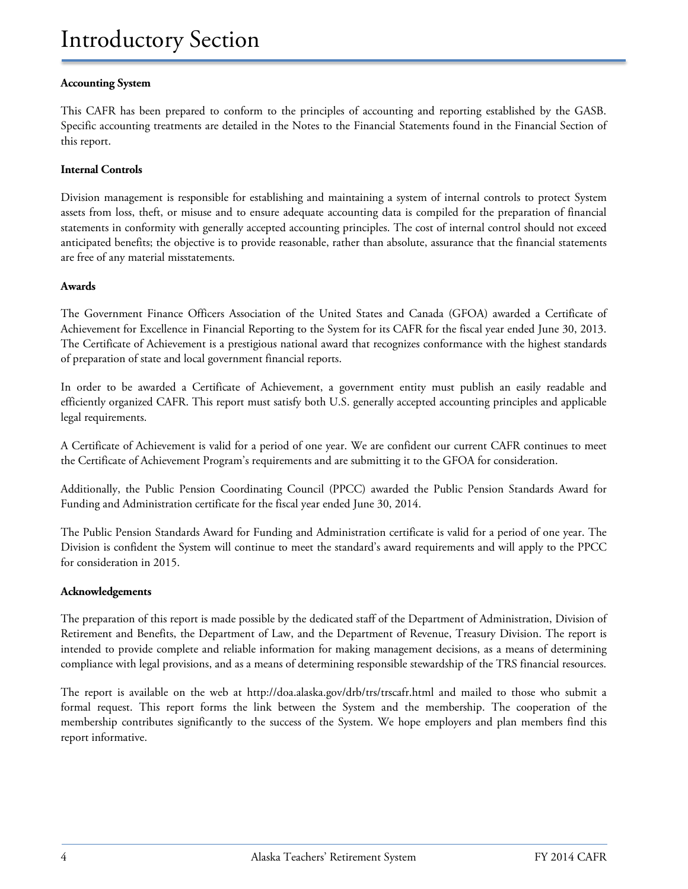# Introductory Section

**Accounting System**

This CAFR has been prepared to conform to the principles of accounting and reporting established by the GASB. Specific accounting treatments are detailed in the Notes to the Financial Statements found in the Financial Section of this report.

**Internal Controls**

Division management is responsible for establishing and maintaining a system of internal controls to protect System assets from loss, theft, or misuse and to ensure adequate accounting data is compiled for the preparation of financial statements in conformity with generally accepted accounting principles. The cost of internal control should not exceed anticipated benefits; the objective is to provide reasonable, rather than absolute, assurance that the financial statements are free of any material misstatements.

**Awards**

The Government Finance Officers Association of the United States and Canada (GFOA) awarded a Certificate of Achievement for Excellence in Financial Reporting to the System for its CAFR for the fiscal year ended June 30, 2013. The Certificate of Achievement is a prestigious national award that recognizes conformance with the highest standards of preparation of state and local government financial reports.

In order to be awarded a Certificate of Achievement, a government entity must publish an easily readable and efficiently organized CAFR. This report must satisfy both U.S. generally accepted accounting principles and applicable legal requirements.

A Certificate of Achievement is valid for a period of one year. We are confident our current CAFR continues to meet the Certificate of Achievement Program's requirements and are submitting it to the GFOA for consideration.

Additionally, the Public Pension Coordinating Council (PPCC) awarded the Public Pension Standards Award for Funding and Administration certificate for the fiscal year ended June 30, 2014.

The Public Pension Standards Award for Funding and Administration certificate is valid for a period of one year. The Division is confident the System will continue to meet the standard's award requirements and will apply to the PPCC for consideration in 2015.

**Acknowledgements**

The preparation of this report is made possible by the dedicated staff of the Department of Administration, Division of Retirement and Benefits, the Department of Law, and the Department of Revenue, Treasury Division. The report is intended to provide complete and reliable information for making management decisions, as a means of determining compliance with legal provisions, and as a means of determining responsible stewardship of the TRS financial resources.

The report is available on the web at http://doa.alaska.gov/drb/trs/trscafr.html and mailed to those who submit a formal request. This report forms the link between the System and the membership. The cooperation of the membership contributes significantly to the success of the System. We hope employers and plan members find this report informative.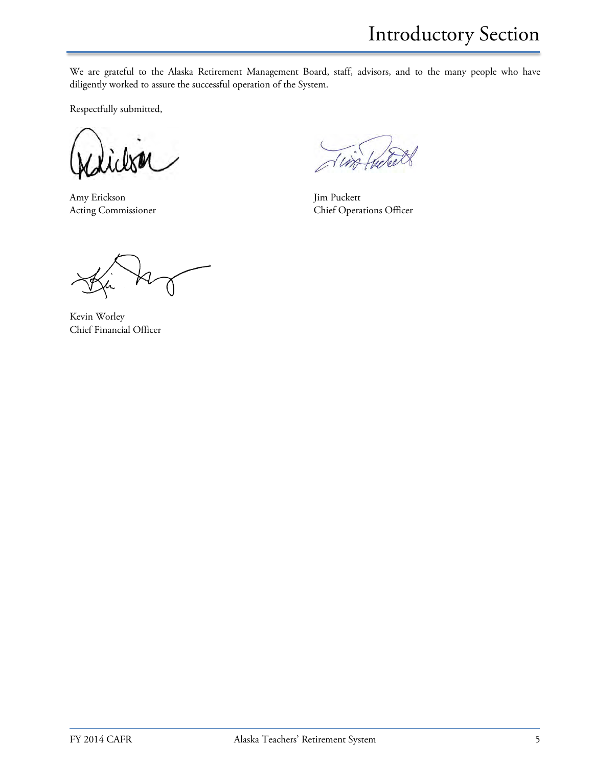We are grateful to the Alaska Retirement Management Board, staff, advisors, and to the many people who have diligently worked to assure the successful operation of the System.

Respectfully submitted,

Amy Erickson
Acting Commissioner

Jim Puckett
Chief Operations Officer

Kevin Worley
Chief Financial Officer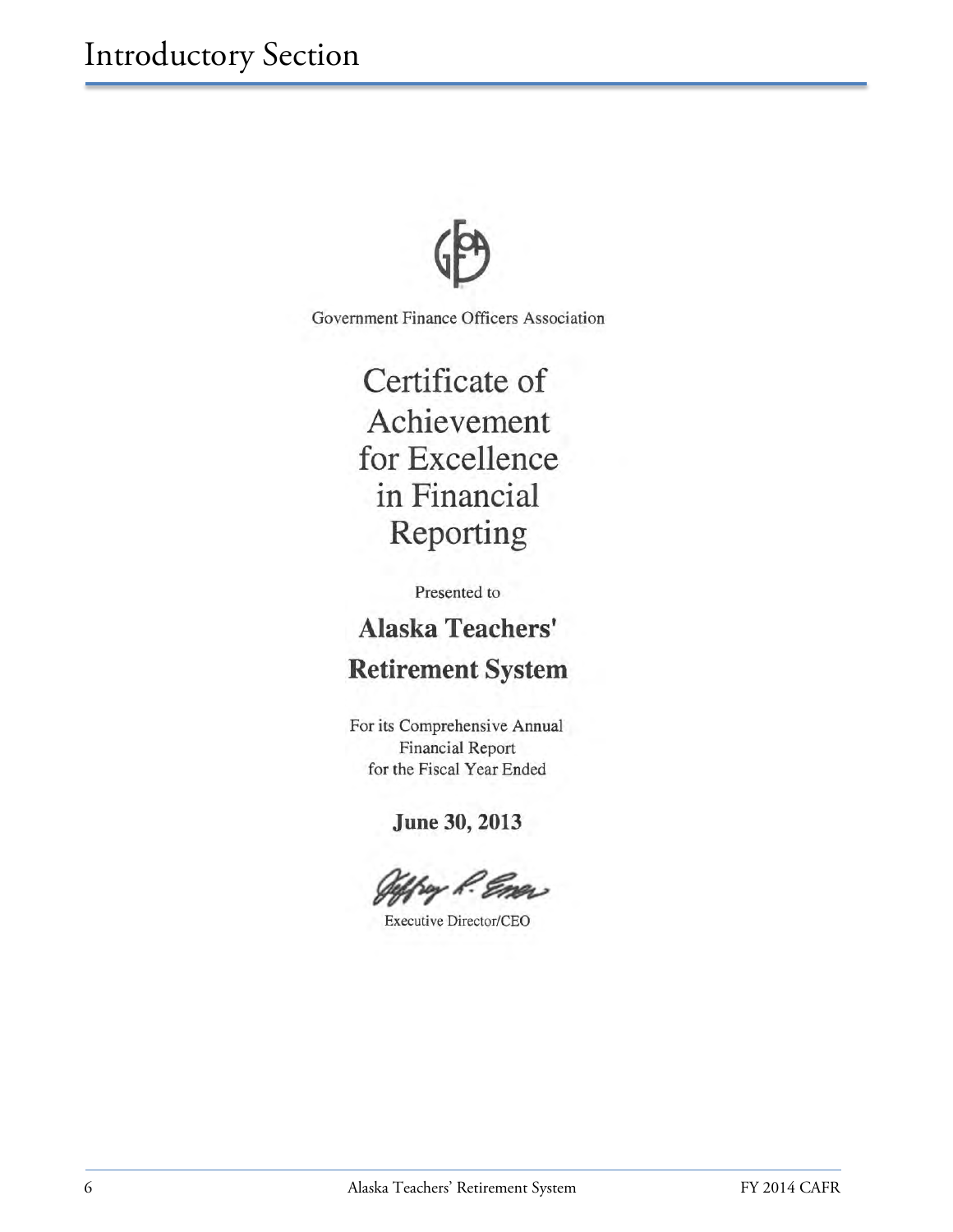# Introductory Section

Government Finance Officers Association

## Certificate of Achievement for Excellence in Financial Reporting

Presented to

**Alaska Teachers' Retirement System**

For its Comprehensive Annual Financial Report for the Fiscal Year Ended

**June 30, 2013**

Jeffrey R. Emer

Executive Director/CEO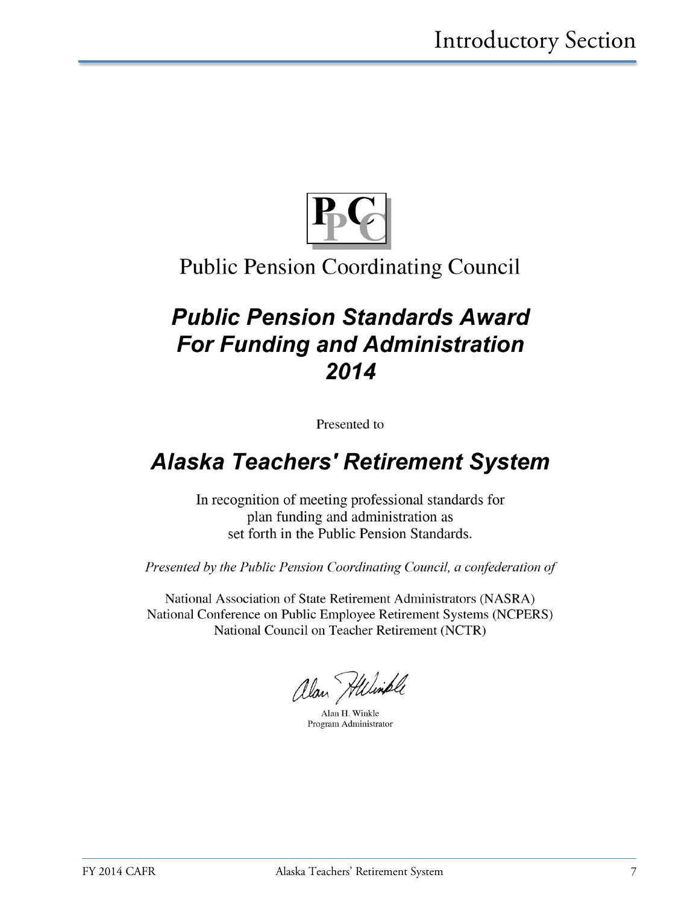PPC

Public Pension Coordinating Council

## *Public Pension Standards Award For Funding and Administration 2014*

Presented to

## *Alaska Teachers' Retirement System*

In recognition of meeting professional standards for plan funding and administration as set forth in the Public Pension Standards.

*Presented by the Public Pension Coordinating Council, a confederation of*

National Association of State Retirement Administrators (NASRA)
National Conference on Public Employee Retirement Systems (NCPERS)
National Council on Teacher Retirement (NCTR)

Alan H. Winkle
Program Administrator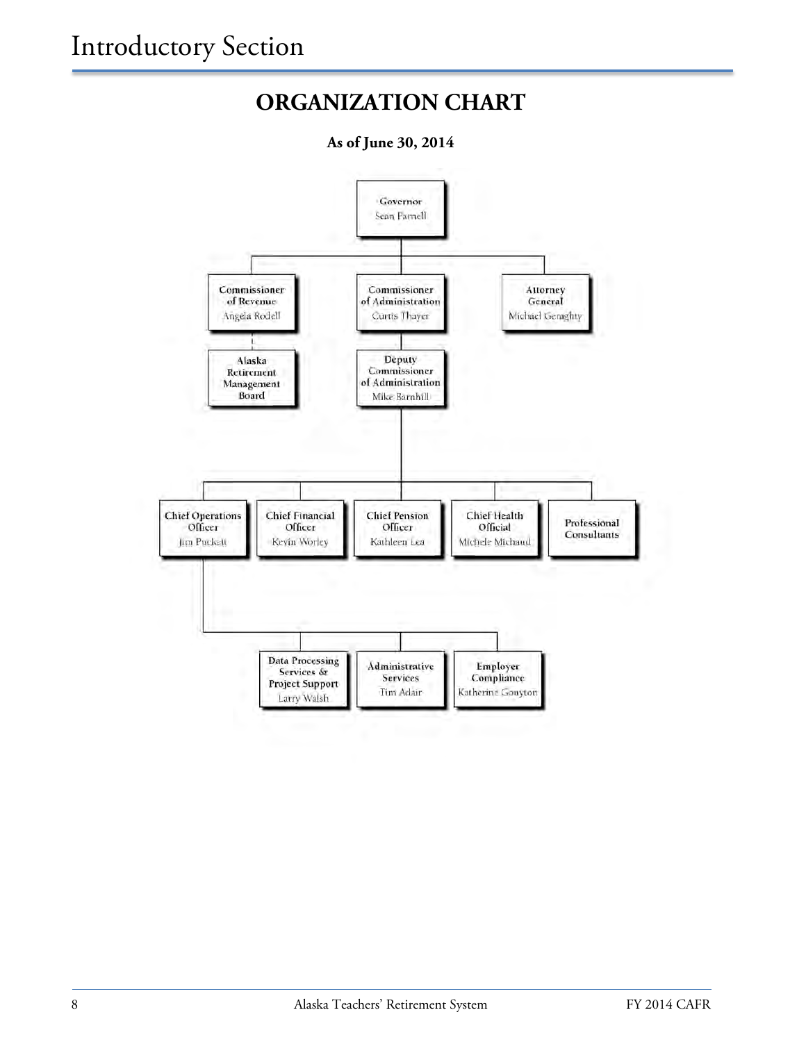## ORGANIZATION CHART

**As of June 30, 2014**

- **Governor** — Sean Parnell
  - **Commissioner of Revenue** — Angela Rodell
    - **Alaska Retirement Management Board**
  - **Commissioner of Administration** — Curtis Thayer
    - **Deputy Commissioner of Administration** — Mike Barnhill
      - **Chief Operations Officer** — Jim Puckett
        - **Data Processing Services & Project Support** — Larry Walsh
        - **Administrative Services** — Tim Adair
        - **Employer Compliance** — Katherine Gouyton
      - **Chief Financial Officer** — Kevin Worley
      - **Chief Pension Officer** — Kathleen Lea
      - **Chief Health Official** — Michele Michaud
      - **Professional Consultants**
  - **Attorney General** — Michael Geraghty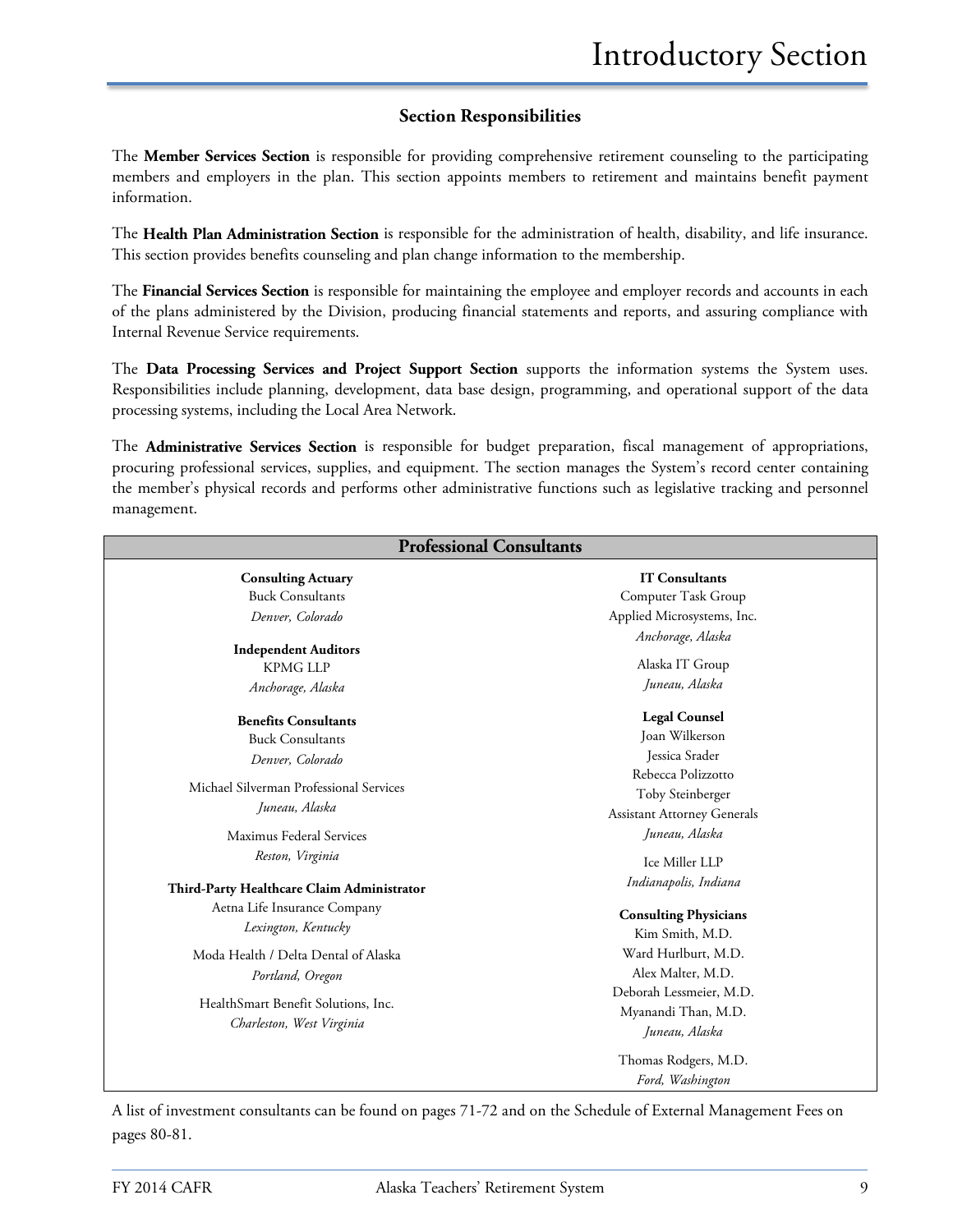## Section Responsibilities

The **Member Services Section** is responsible for providing comprehensive retirement counseling to the participating members and employers in the plan. This section appoints members to retirement and maintains benefit payment information.

The **Health Plan Administration Section** is responsible for the administration of health, disability, and life insurance. This section provides benefits counseling and plan change information to the membership.

The **Financial Services Section** is responsible for maintaining the employee and employer records and accounts in each of the plans administered by the Division, producing financial statements and reports, and assuring compliance with Internal Revenue Service requirements.

The **Data Processing Services and Project Support Section** supports the information systems the System uses. Responsibilities include planning, development, data base design, programming, and operational support of the data processing systems, including the Local Area Network.

The **Administrative Services Section** is responsible for budget preparation, fiscal management of appropriations, procuring professional services, supplies, and equipment. The section manages the System's record center containing the member's physical records and performs other administrative functions such as legislative tracking and personnel management.

### Professional Consultants

**Consulting Actuary**
Buck Consultants
*Denver, Colorado*

**Independent Auditors**
KPMG LLP
*Anchorage, Alaska*

**Benefits Consultants**
Buck Consultants
*Denver, Colorado*

Michael Silverman Professional Services
*Juneau, Alaska*

Maximus Federal Services
*Reston, Virginia*

**Third-Party Healthcare Claim Administrator**
Aetna Life Insurance Company
*Lexington, Kentucky*

Moda Health / Delta Dental of Alaska
*Portland, Oregon*

HealthSmart Benefit Solutions, Inc.
*Charleston, West Virginia*

**IT Consultants**
Computer Task Group
Applied Microsystems, Inc.
*Anchorage, Alaska*

Alaska IT Group
*Juneau, Alaska*

**Legal Counsel**
Joan Wilkerson
Jessica Srader
Rebecca Polizzotto
Toby Steinberger
Assistant Attorney Generals
*Juneau, Alaska*

Ice Miller LLP
*Indianapolis, Indiana*

**Consulting Physicians**
Kim Smith, M.D.
Ward Hurlburt, M.D.
Alex Malter, M.D.
Deborah Lessmeier, M.D.
Myanandi Than, M.D.
*Juneau, Alaska*

Thomas Rodgers, M.D.
*Ford, Washington*

A list of investment consultants can be found on pages 71-72 and on the Schedule of External Management Fees on pages 80-81.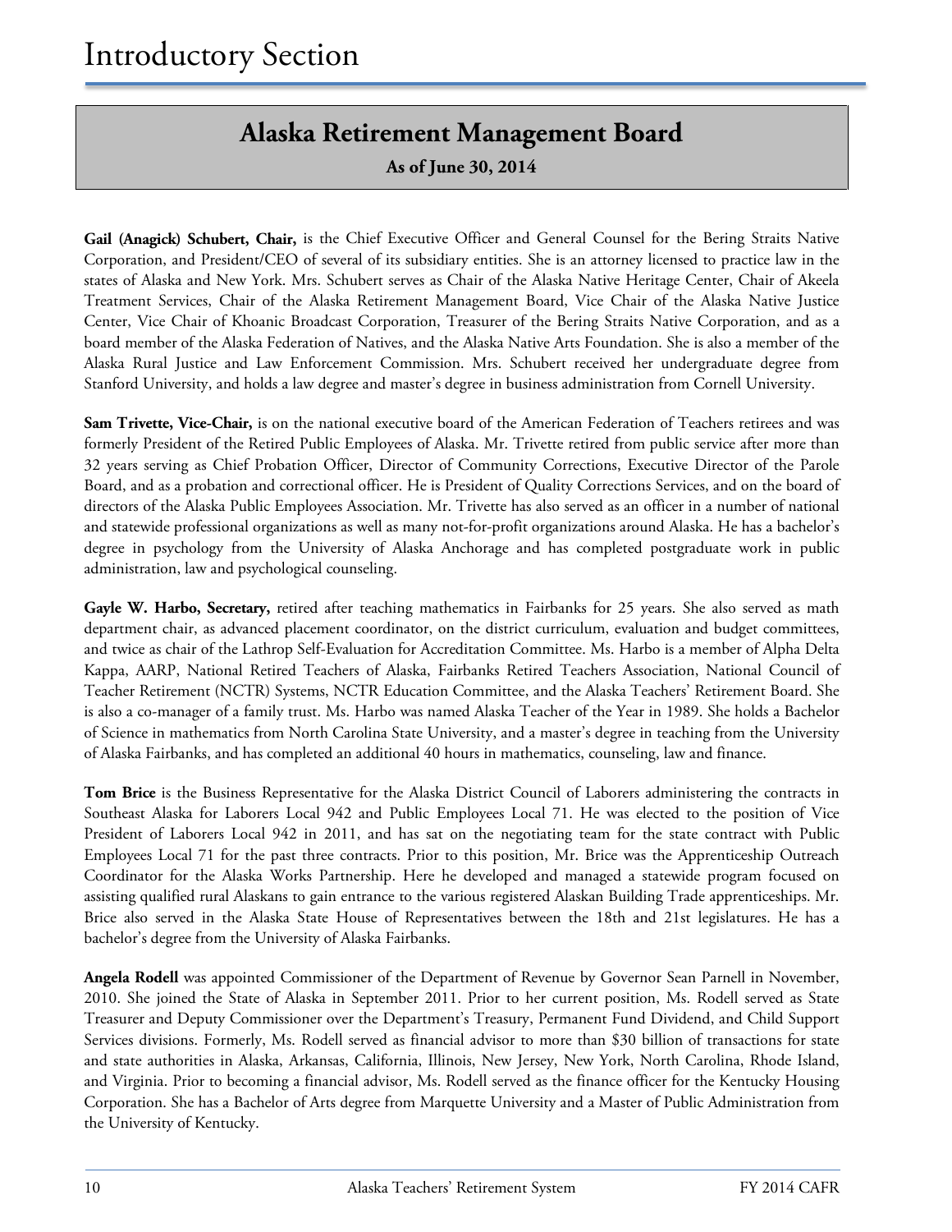# Introductory Section

## Alaska Retirement Management Board

**As of June 30, 2014**

**Gail (Anagick) Schubert, Chair,** is the Chief Executive Officer and General Counsel for the Bering Straits Native Corporation, and President/CEO of several of its subsidiary entities. She is an attorney licensed to practice law in the states of Alaska and New York. Mrs. Schubert serves as Chair of the Alaska Native Heritage Center, Chair of Akeela Treatment Services, Chair of the Alaska Retirement Management Board, Vice Chair of the Alaska Native Justice Center, Vice Chair of Khoanic Broadcast Corporation, Treasurer of the Bering Straits Native Corporation, and as a board member of the Alaska Federation of Natives, and the Alaska Native Arts Foundation. She is also a member of the Alaska Rural Justice and Law Enforcement Commission. Mrs. Schubert received her undergraduate degree from Stanford University, and holds a law degree and master's degree in business administration from Cornell University.

**Sam Trivette, Vice-Chair,** is on the national executive board of the American Federation of Teachers retirees and was formerly President of the Retired Public Employees of Alaska. Mr. Trivette retired from public service after more than 32 years serving as Chief Probation Officer, Director of Community Corrections, Executive Director of the Parole Board, and as a probation and correctional officer. He is President of Quality Corrections Services, and on the board of directors of the Alaska Public Employees Association. Mr. Trivette has also served as an officer in a number of national and statewide professional organizations as well as many not-for-profit organizations around Alaska. He has a bachelor's degree in psychology from the University of Alaska Anchorage and has completed postgraduate work in public administration, law and psychological counseling.

**Gayle W. Harbo, Secretary,** retired after teaching mathematics in Fairbanks for 25 years. She also served as math department chair, as advanced placement coordinator, on the district curriculum, evaluation and budget committees, and twice as chair of the Lathrop Self-Evaluation for Accreditation Committee. Ms. Harbo is a member of Alpha Delta Kappa, AARP, National Retired Teachers of Alaska, Fairbanks Retired Teachers Association, National Council of Teacher Retirement (NCTR) Systems, NCTR Education Committee, and the Alaska Teachers' Retirement Board. She is also a co-manager of a family trust. Ms. Harbo was named Alaska Teacher of the Year in 1989. She holds a Bachelor of Science in mathematics from North Carolina State University, and a master's degree in teaching from the University of Alaska Fairbanks, and has completed an additional 40 hours in mathematics, counseling, law and finance.

**Tom Brice** is the Business Representative for the Alaska District Council of Laborers administering the contracts in Southeast Alaska for Laborers Local 942 and Public Employees Local 71. He was elected to the position of Vice President of Laborers Local 942 in 2011, and has sat on the negotiating team for the state contract with Public Employees Local 71 for the past three contracts. Prior to this position, Mr. Brice was the Apprenticeship Outreach Coordinator for the Alaska Works Partnership. Here he developed and managed a statewide program focused on assisting qualified rural Alaskans to gain entrance to the various registered Alaskan Building Trade apprenticeships. Mr. Brice also served in the Alaska State House of Representatives between the 18th and 21st legislatures. He has a bachelor's degree from the University of Alaska Fairbanks.

**Angela Rodell** was appointed Commissioner of the Department of Revenue by Governor Sean Parnell in November, 2010. She joined the State of Alaska in September 2011. Prior to her current position, Ms. Rodell served as State Treasurer and Deputy Commissioner over the Department's Treasury, Permanent Fund Dividend, and Child Support Services divisions. Formerly, Ms. Rodell served as financial advisor to more than $30 billion of transactions for state and state authorities in Alaska, Arkansas, California, Illinois, New Jersey, New York, North Carolina, Rhode Island, and Virginia. Prior to becoming a financial advisor, Ms. Rodell served as the finance officer for the Kentucky Housing Corporation. She has a Bachelor of Arts degree from Marquette University and a Master of Public Administration from the University of Kentucky.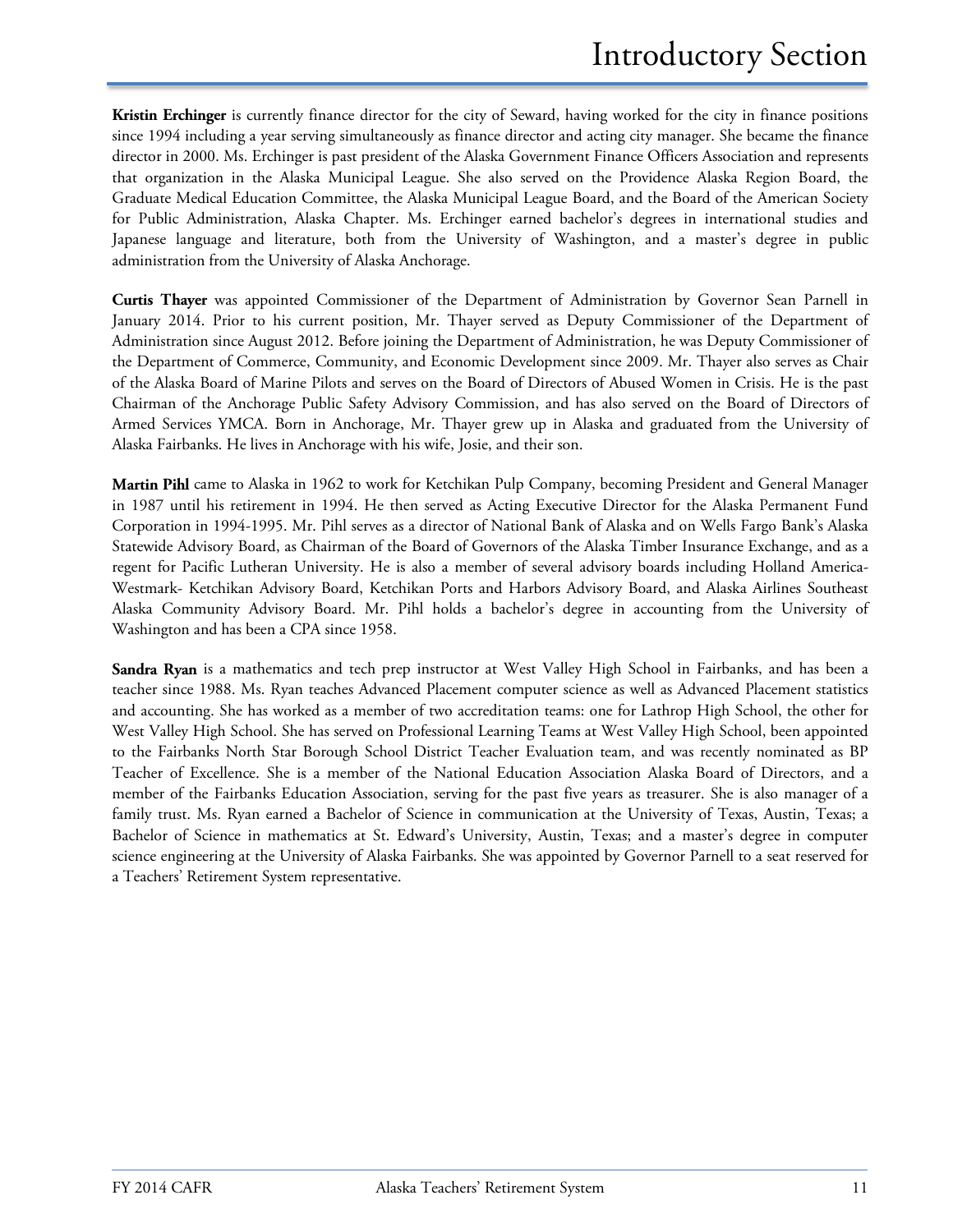**Kristin Erchinger** is currently finance director for the city of Seward, having worked for the city in finance positions since 1994 including a year serving simultaneously as finance director and acting city manager. She became the finance director in 2000. Ms. Erchinger is past president of the Alaska Government Finance Officers Association and represents that organization in the Alaska Municipal League. She also served on the Providence Alaska Region Board, the Graduate Medical Education Committee, the Alaska Municipal League Board, and the Board of the American Society for Public Administration, Alaska Chapter. Ms. Erchinger earned bachelor's degrees in international studies and Japanese language and literature, both from the University of Washington, and a master's degree in public administration from the University of Alaska Anchorage.

**Curtis Thayer** was appointed Commissioner of the Department of Administration by Governor Sean Parnell in January 2014. Prior to his current position, Mr. Thayer served as Deputy Commissioner of the Department of Administration since August 2012. Before joining the Department of Administration, he was Deputy Commissioner of the Department of Commerce, Community, and Economic Development since 2009. Mr. Thayer also serves as Chair of the Alaska Board of Marine Pilots and serves on the Board of Directors of Abused Women in Crisis. He is the past Chairman of the Anchorage Public Safety Advisory Commission, and has also served on the Board of Directors of Armed Services YMCA. Born in Anchorage, Mr. Thayer grew up in Alaska and graduated from the University of Alaska Fairbanks. He lives in Anchorage with his wife, Josie, and their son.

**Martin Pihl** came to Alaska in 1962 to work for Ketchikan Pulp Company, becoming President and General Manager in 1987 until his retirement in 1994. He then served as Acting Executive Director for the Alaska Permanent Fund Corporation in 1994-1995. Mr. Pihl serves as a director of National Bank of Alaska and on Wells Fargo Bank's Alaska Statewide Advisory Board, as Chairman of the Board of Governors of the Alaska Timber Insurance Exchange, and as a regent for Pacific Lutheran University. He is also a member of several advisory boards including Holland America-Westmark- Ketchikan Advisory Board, Ketchikan Ports and Harbors Advisory Board, and Alaska Airlines Southeast Alaska Community Advisory Board. Mr. Pihl holds a bachelor's degree in accounting from the University of Washington and has been a CPA since 1958.

**Sandra Ryan** is a mathematics and tech prep instructor at West Valley High School in Fairbanks, and has been a teacher since 1988. Ms. Ryan teaches Advanced Placement computer science as well as Advanced Placement statistics and accounting. She has worked as a member of two accreditation teams: one for Lathrop High School, the other for West Valley High School. She has served on Professional Learning Teams at West Valley High School, been appointed to the Fairbanks North Star Borough School District Teacher Evaluation team, and was recently nominated as BP Teacher of Excellence. She is a member of the National Education Association Alaska Board of Directors, and a member of the Fairbanks Education Association, serving for the past five years as treasurer. She is also manager of a family trust. Ms. Ryan earned a Bachelor of Science in communication at the University of Texas, Austin, Texas; a Bachelor of Science in mathematics at St. Edward's University, Austin, Texas; and a master's degree in computer science engineering at the University of Alaska Fairbanks. She was appointed by Governor Parnell to a seat reserved for a Teachers' Retirement System representative.